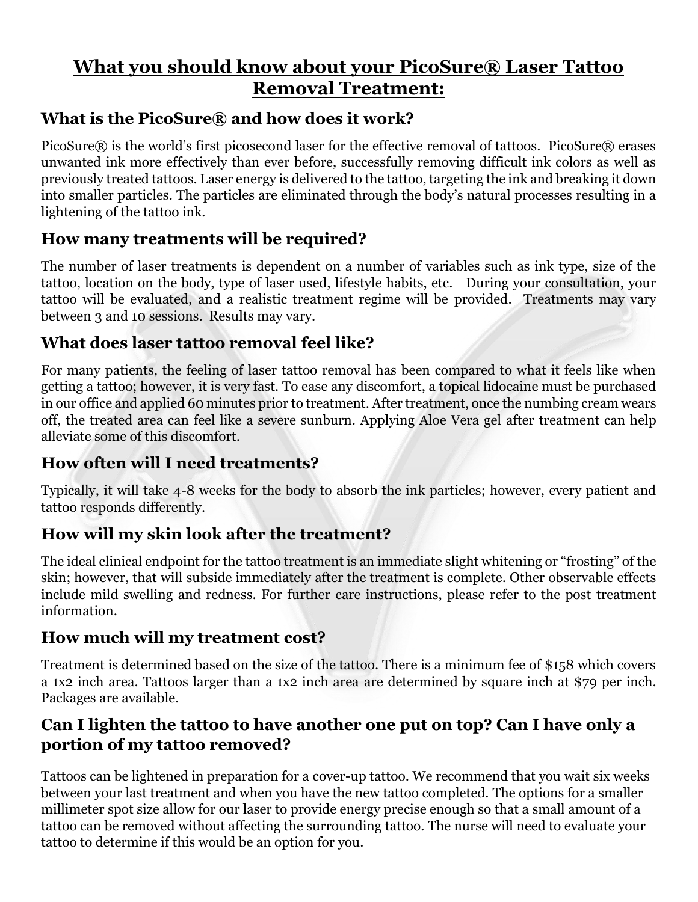# What you should know about your PicoSure® Laser Tattoo Removal Treatment:

## What is the PicoSure® and how does it work?

PicoSure® is the world's first picosecond laser for the effective removal of tattoos. PicoSure® erases unwanted ink more effectively than ever before, successfully removing difficult ink colors as well as previously treated tattoos. Laser energy is delivered to the tattoo, targeting the ink and breaking it down into smaller particles. The particles are eliminated through the body's natural processes resulting in a lightening of the tattoo ink.

## How many treatments will be required?

The number of laser treatments is dependent on a number of variables such as ink type, size of the tattoo, location on the body, type of laser used, lifestyle habits, etc. During your consultation, your tattoo will be evaluated, and a realistic treatment regime will be provided. Treatments may vary between 3 and 10 sessions. Results may vary.

## What does laser tattoo removal feel like?

For many patients, the feeling of laser tattoo removal has been compared to what it feels like when getting a tattoo; however, it is very fast. To ease any discomfort, a topical lidocaine must be purchased in our office and applied 60 minutes prior to treatment. After treatment, once the numbing cream wears off, the treated area can feel like a severe sunburn. Applying Aloe Vera gel after treatment can help alleviate some of this discomfort.

## How often will I need treatments?

Typically, it will take 4-8 weeks for the body to absorb the ink particles; however, every patient and tattoo responds differently.

## How will my skin look after the treatment?

The ideal clinical endpoint for the tattoo treatment is an immediate slight whitening or "frosting" of the skin; however, that will subside immediately after the treatment is complete. Other observable effects include mild swelling and redness. For further care instructions, please refer to the post treatment information.

## How much will my treatment cost?

Treatment is determined based on the size of the tattoo. There is a minimum fee of $158 which covers a 1x2 inch area. Tattoos larger than a 1x2 inch area are determined by square inch at $79 per inch. Packages are available.

## Can I lighten the tattoo to have another one put on top? Can I have only a portion of my tattoo removed?

Tattoos can be lightened in preparation for a cover-up tattoo. We recommend that you wait six weeks between your last treatment and when you have the new tattoo completed. The options for a smaller millimeter spot size allow for our laser to provide energy precise enough so that a small amount of a tattoo can be removed without affecting the surrounding tattoo. The nurse will need to evaluate your tattoo to determine if this would be an option for you.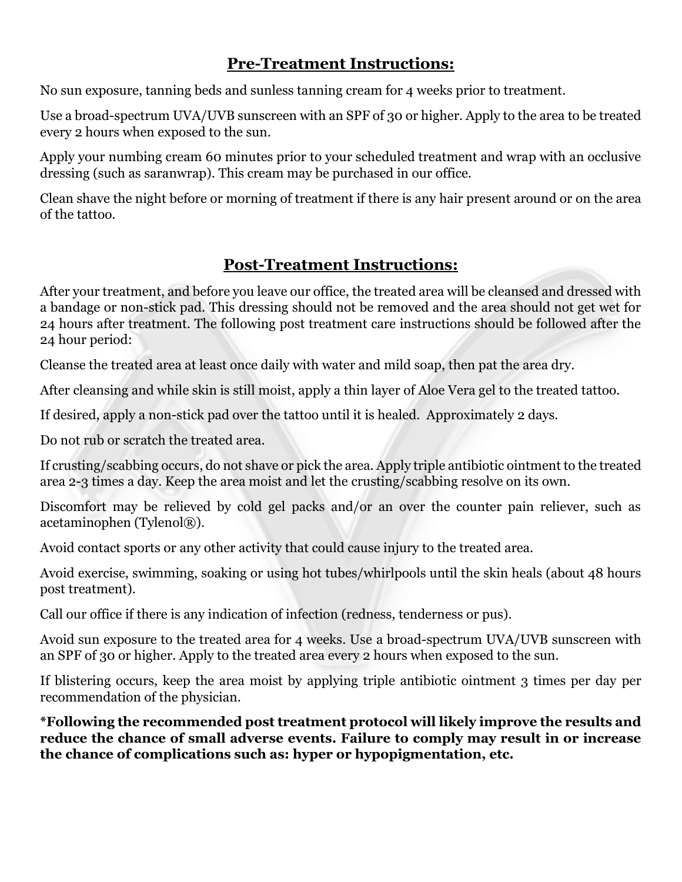## Pre-Treatment Instructions:

No sun exposure, tanning beds and sunless tanning cream for 4 weeks prior to treatment.

Use a broad-spectrum UVA/UVB sunscreen with an SPF of 30 or higher. Apply to the area to be treated every 2 hours when exposed to the sun.

Apply your numbing cream 60 minutes prior to your scheduled treatment and wrap with an occlusive dressing (such as saranwrap). This cream may be purchased in our office.

Clean shave the night before or morning of treatment if there is any hair present around or on the area of the tattoo.

## Post-Treatment Instructions:

After your treatment, and before you leave our office, the treated area will be cleansed and dressed with a bandage or non-stick pad. This dressing should not be removed and the area should not get wet for 24 hours after treatment. The following post treatment care instructions should be followed after the 24 hour period:

Cleanse the treated area at least once daily with water and mild soap, then pat the area dry.

After cleansing and while skin is still moist, apply a thin layer of Aloe Vera gel to the treated tattoo.

If desired, apply a non-stick pad over the tattoo until it is healed. Approximately 2 days.

Do not rub or scratch the treated area.

If crusting/scabbing occurs, do not shave or pick the area. Apply triple antibiotic ointment to the treated area 2-3 times a day. Keep the area moist and let the crusting/scabbing resolve on its own.

Discomfort may be relieved by cold gel packs and/or an over the counter pain reliever, such as acetaminophen (Tylenol®).

Avoid contact sports or any other activity that could cause injury to the treated area.

Avoid exercise, swimming, soaking or using hot tubes/whirlpools until the skin heals (about 48 hours post treatment).

Call our office if there is any indication of infection (redness, tenderness or pus).

Avoid sun exposure to the treated area for 4 weeks. Use a broad-spectrum UVA/UVB sunscreen with an SPF of 30 or higher. Apply to the treated area every 2 hours when exposed to the sun.

If blistering occurs, keep the area moist by applying triple antibiotic ointment 3 times per day per recommendation of the physician.

**\*Following the recommended post treatment protocol will likely improve the results and reduce the chance of small adverse events. Failure to comply may result in or increase the chance of complications such as: hyper or hypopigmentation, etc.**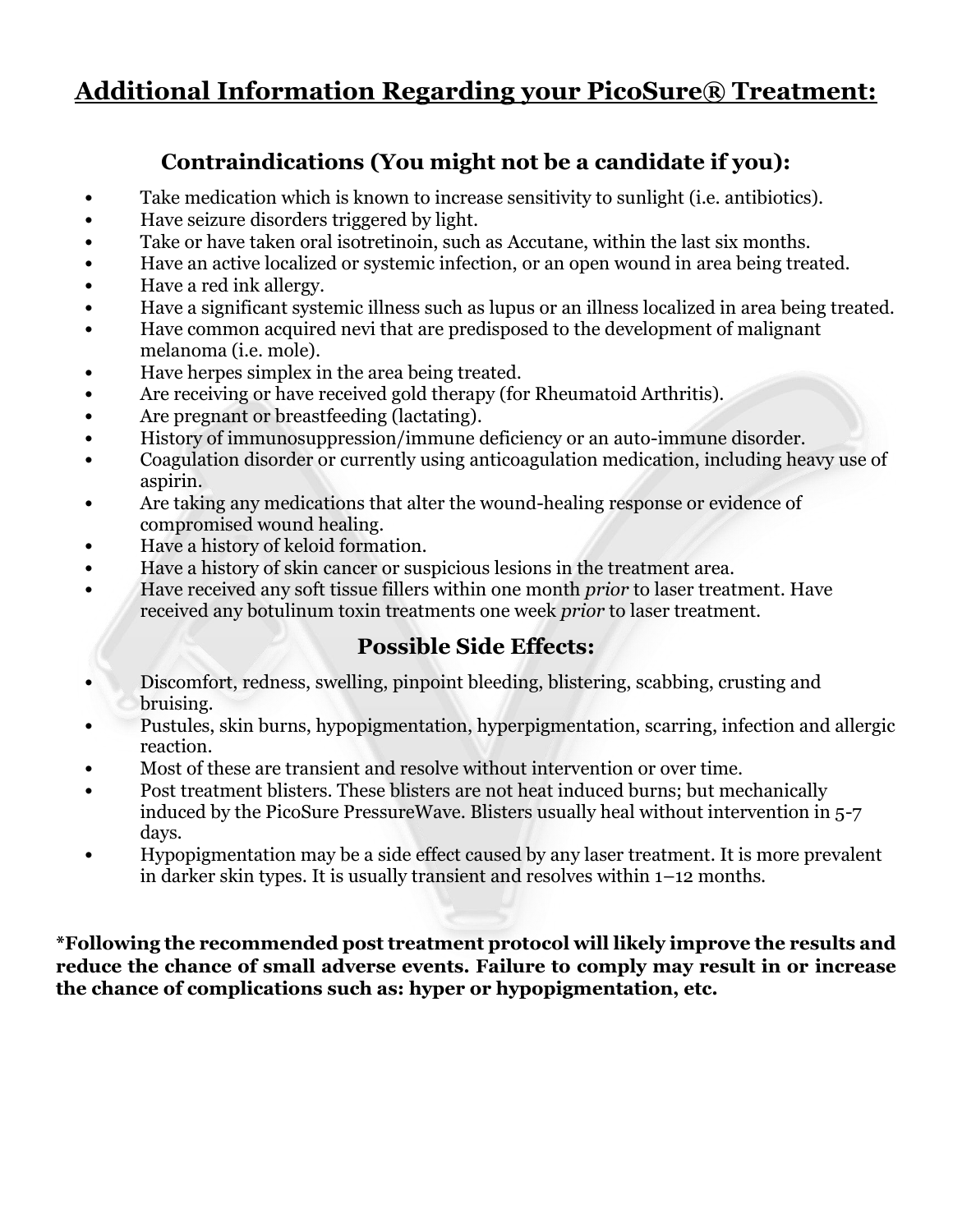# Additional Information Regarding your PicoSure® Treatment:

## Contraindications (You might not be a candidate if you):

- Take medication which is known to increase sensitivity to sunlight (i.e. antibiotics).
- Have seizure disorders triggered by light.
- Take or have taken oral isotretinoin, such as Accutane, within the last six months.
- Have an active localized or systemic infection, or an open wound in area being treated.
- Have a red ink allergy.
- Have a significant systemic illness such as lupus or an illness localized in area being treated.
- Have common acquired nevi that are predisposed to the development of malignant melanoma (i.e. mole).
- Have herpes simplex in the area being treated.
- Are receiving or have received gold therapy (for Rheumatoid Arthritis).
- Are pregnant or breastfeeding (lactating).
- History of immunosuppression/immune deficiency or an auto-immune disorder.
- Coagulation disorder or currently using anticoagulation medication, including heavy use of aspirin.
- Are taking any medications that alter the wound-healing response or evidence of compromised wound healing.
- Have a history of keloid formation.
- Have a history of skin cancer or suspicious lesions in the treatment area.
- Have received any soft tissue fillers within one month *prior* to laser treatment. Have received any botulinum toxin treatments one week *prior* to laser treatment.

## Possible Side Effects:

- Discomfort, redness, swelling, pinpoint bleeding, blistering, scabbing, crusting and bruising.
- Pustules, skin burns, hypopigmentation, hyperpigmentation, scarring, infection and allergic reaction.
- Most of these are transient and resolve without intervention or over time.
- Post treatment blisters. These blisters are not heat induced burns; but mechanically induced by the PicoSure PressureWave. Blisters usually heal without intervention in 5-7 days.
- Hypopigmentation may be a side effect caused by any laser treatment. It is more prevalent in darker skin types. It is usually transient and resolves within 1–12 months.

**\*Following the recommended post treatment protocol will likely improve the results and reduce the chance of small adverse events. Failure to comply may result in or increase the chance of complications such as: hyper or hypopigmentation, etc.**